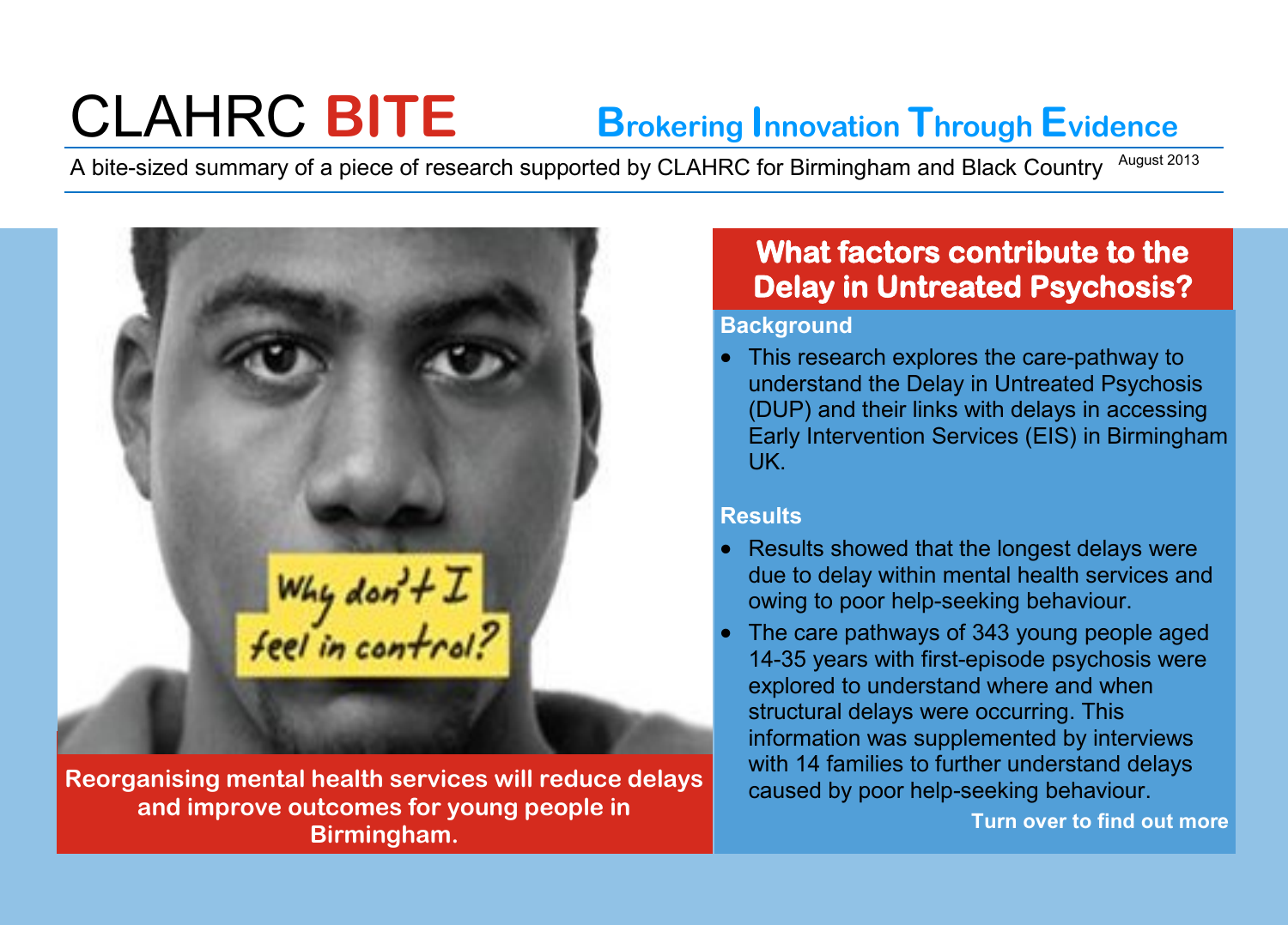# CLAHRC BITE

**Brokering Innovation Through Evidence**

A bite-sized summary of a piece of research supported by CLAHRC for Birmingham and Black Country

August 2013

**Reorganising mental health services will reduce delays and improve outcomes for young people in Birmingham.**

## What factors contribute to the Delay in Untreated Psychosis?

### Background

- This research explores the care-pathway to understand the Delay in Untreated Psychosis (DUP) and their links with delays in accessing Early Intervention Services (EIS) in Birmingham UK.

### Results

- Results showed that the longest delays were due to delay within mental health services and owing to poor help-seeking behaviour.
- The care pathways of 343 young people aged 14-35 years with first-episode psychosis were explored to understand where and when structural delays were occurring. This information was supplemented by interviews with 14 families to further understand delays caused by poor help-seeking behaviour.

**Turn over to find out more**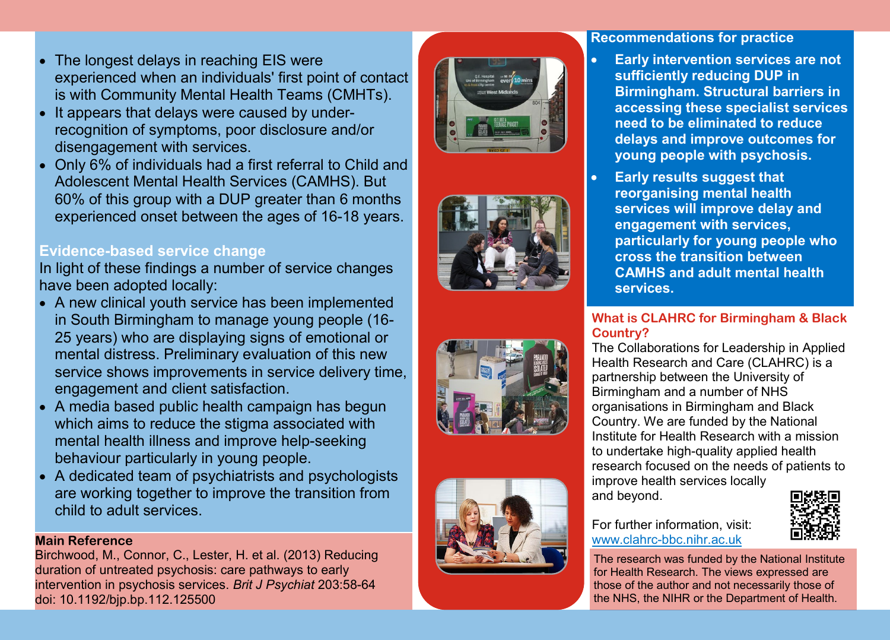- The longest delays in reaching EIS were experienced when an individuals' first point of contact is with Community Mental Health Teams (CMHTs).
- It appears that delays were caused by under-recognition of symptoms, poor disclosure and/or disengagement with services.
- Only 6% of individuals had a first referral to Child and Adolescent Mental Health Services (CAMHS). But 60% of this group with a DUP greater than 6 months experienced onset between the ages of 16-18 years.

## Evidence-based service change

In light of these findings a number of service changes have been adopted locally:

- A new clinical youth service has been implemented in South Birmingham to manage young people (16-25 years) who are displaying signs of emotional or mental distress. Preliminary evaluation of this new service shows improvements in service delivery time, engagement and client satisfaction.
- A media based public health campaign has begun which aims to reduce the stigma associated with mental health illness and improve help-seeking behaviour particularly in young people.
- A dedicated team of psychiatrists and psychologists are working together to improve the transition from child to adult services.

**Main Reference**

Birchwood, M., Connor, C., Lester, H. et al. (2013) Reducing duration of untreated psychosis: care pathways to early intervention in psychosis services. *Brit J Psychiat* 203:58-64 doi: 10.1192/bjp.bp.112.125500

## Recommendations for practice

- **Early intervention services are not sufficiently reducing DUP in Birmingham. Structural barriers in accessing these specialist services need to be eliminated to reduce delays and improve outcomes for young people with psychosis.**
- **Early results suggest that reorganising mental health services will improve delay and engagement with services, particularly for young people who cross the transition between CAMHS and adult mental health services.**

## What is CLAHRC for Birmingham & Black Country?

The Collaborations for Leadership in Applied Health Research and Care (CLAHRC) is a partnership between the University of Birmingham and a number of NHS organisations in Birmingham and Black Country. We are funded by the National Institute for Health Research with a mission to undertake high-quality applied health research focused on the needs of patients to improve health services locally and beyond.

For further information, visit: www.clahrc-bbc.nihr.ac.uk

The research was funded by the National Institute for Health Research. The views expressed are those of the author and not necessarily those of the NHS, the NIHR or the Department of Health.